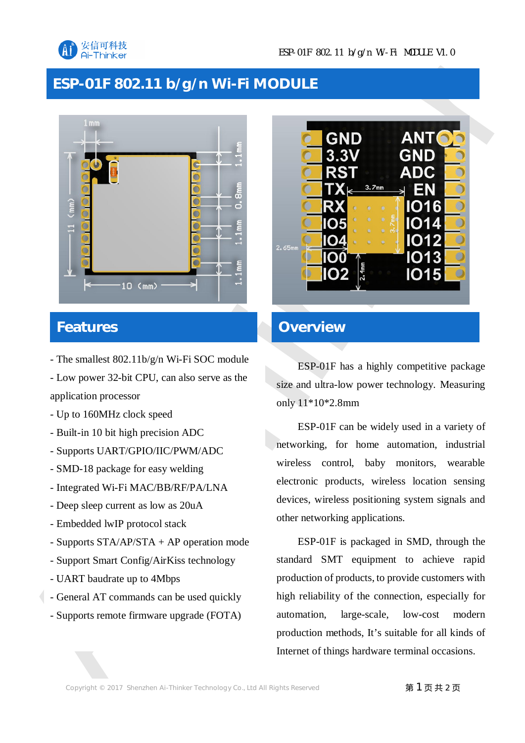# ESP-01F 802.11 b/g/n Wi-Fi MODULE

## Features

- The smallest 802.11b/g/n Wi-Fi SOC module
- Low power 32-bit CPU, can also serve as the application processor
- Up to 160MHz clock speed
- Built-in 10 bit high precision ADC
- Supports UART/GPIO/IIC/PWM/ADC
- SMD-18 package for easy welding
- Integrated Wi-Fi MAC/BB/RF/PA/LNA
- Deep sleep current as low as 20uA
- Embedded lwIP protocol stack
- Supports STA/AP/STA + AP operation mode
- Support Smart Config/AirKiss technology
- UART baudrate up to 4Mbps
- General AT commands can be used quickly
- Supports remote firmware upgrade (FOTA)

## Overview

ESP-01F has a highly competitive package size and ultra-low power technology. Measuring only 11*10*2.8mm

ESP-01F can be widely used in a variety of networking, for home automation, industrial wireless control, baby monitors, wearable electronic products, wireless location sensing devices, wireless positioning system signals and other networking applications.

ESP-01F is packaged in SMD, through the standard SMT equipment to achieve rapid production of products, to provide customers with high reliability of the connection, especially for automation, large-scale, low-cost modern production methods, It's suitable for all kinds of Internet of things hardware terminal occasions.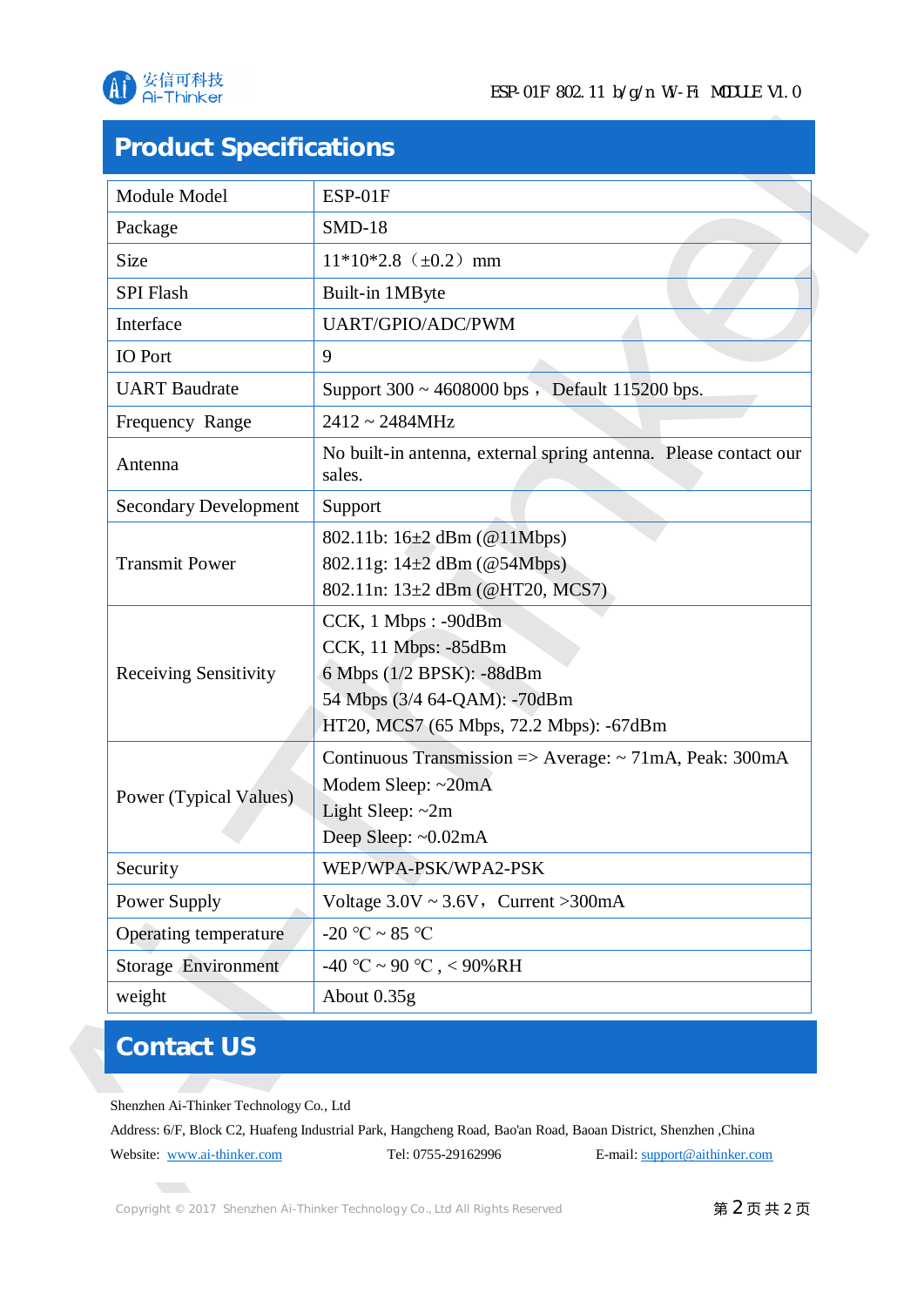## Product Specifications

| | |
|---|---|
| Module Model | ESP-01F |
| Package | SMD-18 |
| Size | 11*10*2.8（±0.2）mm |
| SPI Flash | Built-in 1MByte |
| Interface | UART/GPIO/ADC/PWM |
| IO Port | 9 |
| UART Baudrate | Support 300 ~ 4608000 bps， Default 115200 bps. |
| Frequency Range | 2412 ~ 2484MHz |
| Antenna | No built-in antenna, external spring antenna. Please contact our sales. |
| Secondary Development | Support |
| Transmit Power | 802.11b: 16±2 dBm (@11Mbps)<br>802.11g: 14±2 dBm (@54Mbps)<br>802.11n: 13±2 dBm (@HT20, MCS7) |
| Receiving Sensitivity | CCK, 1 Mbps : -90dBm<br>CCK, 11 Mbps: -85dBm<br>6 Mbps (1/2 BPSK): -88dBm<br>54 Mbps (3/4 64-QAM): -70dBm<br>HT20, MCS7 (65 Mbps, 72.2 Mbps): -67dBm |
| Power (Typical Values) | Continuous Transmission => Average: ~ 71mA, Peak: 300mA<br>Modem Sleep: ~20mA<br>Light Sleep: ~2m<br>Deep Sleep: ~0.02mA |
| Security | WEP/WPA-PSK/WPA2-PSK |
| Power Supply | Voltage 3.0V ~ 3.6V， Current >300mA |
| Operating temperature | -20 ℃ ~ 85 ℃ |
| Storage Environment | -40 ℃ ~ 90 ℃ , < 90%RH |
| weight | About 0.35g |

## Contact US

Shenzhen Ai-Thinker Technology Co., Ltd

Address: 6/F, Block C2, Huafeng Industrial Park, Hangcheng Road, Bao'an Road, Baoan District, Shenzhen ,China

Website: www.ai-thinker.com Tel: 0755-29162996 E-mail: support@aithinker.com

Copyright © 2017 Shenzhen Ai-Thinker Technology Co., Ltd All Rights Reserved